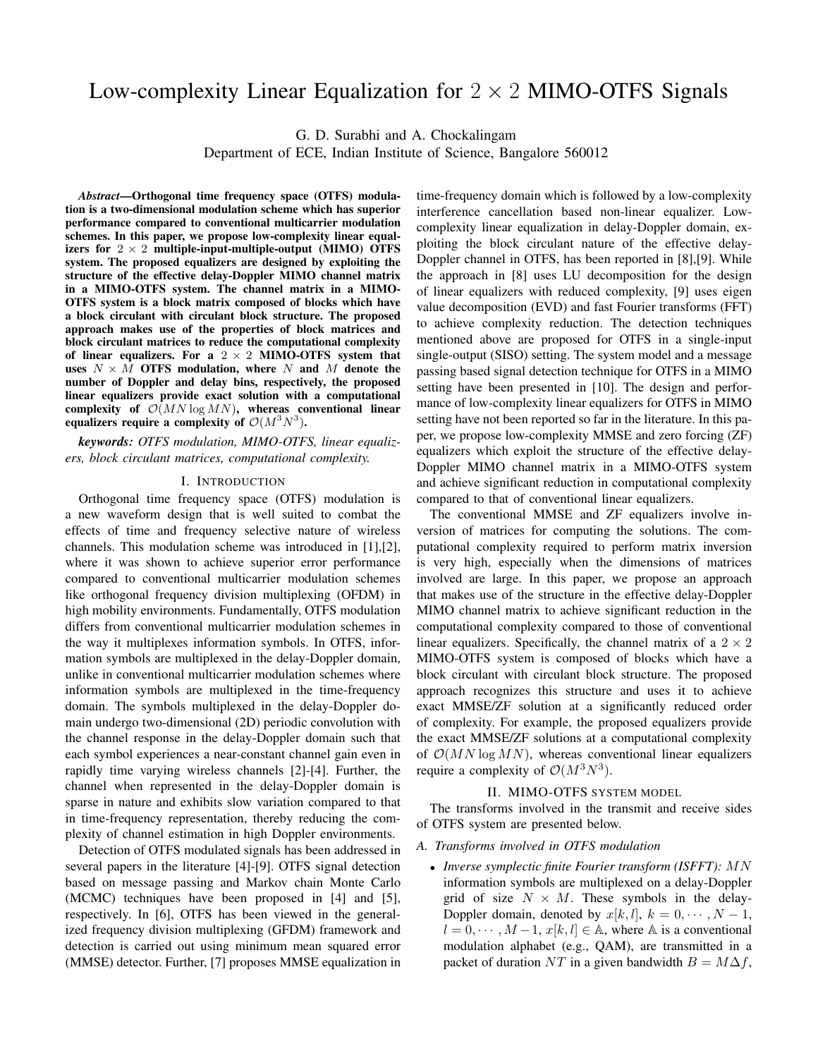# Low-complexity Linear Equalization for $2 \times 2$ MIMO-OTFS Signals

G. D. Surabhi and A. Chockalingam
Department of ECE, Indian Institute of Science, Bangalore 560012

***Abstract*—Orthogonal time frequency space (OTFS) modulation is a two-dimensional modulation scheme which has superior performance compared to conventional multicarrier modulation schemes. In this paper, we propose low-complexity linear equalizers for $2 \times 2$ multiple-input-multiple-output (MIMO) OTFS system. The proposed equalizers are designed by exploiting the structure of the effective delay-Doppler MIMO channel matrix in a MIMO-OTFS system. The channel matrix in a MIMO-OTFS system is a block matrix composed of blocks which have a block circulant with circulant block structure. The proposed approach makes use of the properties of block matrices and block circulant matrices to reduce the computational complexity of linear equalizers. For a $2 \times 2$ MIMO-OTFS system that uses $N \times M$ OTFS modulation, where $N$ and $M$ denote the number of Doppler and delay bins, respectively, the proposed linear equalizers provide exact solution with a computational complexity of $\mathcal{O}(MN \log MN)$, whereas conventional linear equalizers require a complexity of $\mathcal{O}(M^3N^3)$.**

***keywords:*** *OTFS modulation, MIMO-OTFS, linear equalizers, block circulant matrices, computational complexity.*

## I. Introduction

Orthogonal time frequency space (OTFS) modulation is a new waveform design that is well suited to combat the effects of time and frequency selective nature of wireless channels. This modulation scheme was introduced in [1],[2], where it was shown to achieve superior error performance compared to conventional multicarrier modulation schemes like orthogonal frequency division multiplexing (OFDM) in high mobility environments. Fundamentally, OTFS modulation differs from conventional multicarrier modulation schemes in the way it multiplexes information symbols. In OTFS, information symbols are multiplexed in the delay-Doppler domain, unlike in conventional multicarrier modulation schemes where information symbols are multiplexed in the time-frequency domain. The symbols multiplexed in the delay-Doppler domain undergo two-dimensional (2D) periodic convolution with the channel response in the delay-Doppler domain such that each symbol experiences a near-constant channel gain even in rapidly time varying wireless channels [2]-[4]. Further, the channel when represented in the delay-Doppler domain is sparse in nature and exhibits slow variation compared to that in time-frequency representation, thereby reducing the complexity of channel estimation in high Doppler environments.

Detection of OTFS modulated signals has been addressed in several papers in the literature [4]-[9]. OTFS signal detection based on message passing and Markov chain Monte Carlo (MCMC) techniques have been proposed in [4] and [5], respectively. In [6], OTFS has been viewed in the generalized frequency division multiplexing (GFDM) framework and detection is carried out using minimum mean squared error (MMSE) detector. Further, [7] proposes MMSE equalization in time-frequency domain which is followed by a low-complexity interference cancellation based non-linear equalizer. Low-complexity linear equalization in delay-Doppler domain, exploiting the block circulant nature of the effective delay-Doppler channel in OTFS, has been reported in [8],[9]. While the approach in [8] uses LU decomposition for the design of linear equalizers with reduced complexity, [9] uses eigen value decomposition (EVD) and fast Fourier transforms (FFT) to achieve complexity reduction. The detection techniques mentioned above are proposed for OTFS in a single-input single-output (SISO) setting. The system model and a message passing based signal detection technique for OTFS in a MIMO setting have been presented in [10]. The design and performance of low-complexity linear equalizers for OTFS in MIMO setting have not been reported so far in the literature. In this paper, we propose low-complexity MMSE and zero forcing (ZF) equalizers which exploit the structure of the effective delay-Doppler MIMO channel matrix in a MIMO-OTFS system and achieve significant reduction in computational complexity compared to that of conventional linear equalizers.

The conventional MMSE and ZF equalizers involve inversion of matrices for computing the solutions. The computational complexity required to perform matrix inversion is very high, especially when the dimensions of matrices involved are large. In this paper, we propose an approach that makes use of the structure in the effective delay-Doppler MIMO channel matrix to achieve significant reduction in the computational complexity compared to those of conventional linear equalizers. Specifically, the channel matrix of a $2 \times 2$ MIMO-OTFS system is composed of blocks which have a block circulant with circulant block structure. The proposed approach recognizes this structure and uses it to achieve exact MMSE/ZF solution at a significantly reduced order of complexity. For example, the proposed equalizers provide the exact MMSE/ZF solutions at a computational complexity of $\mathcal{O}(MN \log MN)$, whereas conventional linear equalizers require a complexity of $\mathcal{O}(M^3N^3)$.

## II. MIMO-OTFS system model

The transforms involved in the transmit and receive sides of OTFS system are presented below.

### *A. Transforms involved in OTFS modulation*

- *Inverse symplectic finite Fourier transform (ISFFT):* $MN$ information symbols are multiplexed on a delay-Doppler grid of size $N \times M$. These symbols in the delay-Doppler domain, denoted by $x[k,l]$, $k = 0, \cdots, N-1$, $l = 0, \cdots, M-1$, $x[k,l] \in \mathbb{A}$, where $\mathbb{A}$ is a conventional modulation alphabet (e.g., QAM), are transmitted in a packet of duration $NT$ in a given bandwidth $B = M\Delta f$,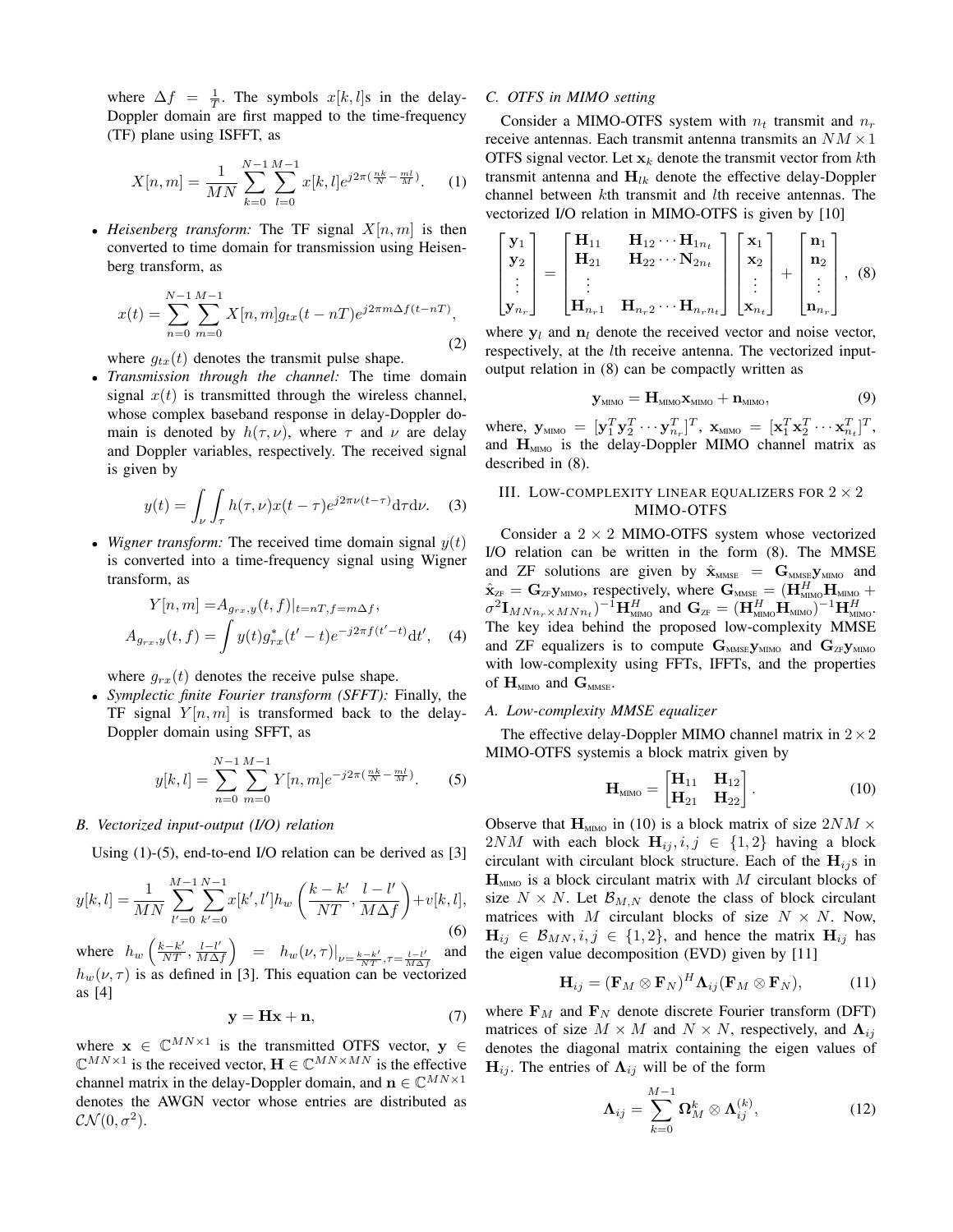where $\Delta f = \frac{1}{T}$. The symbols $x[k,l]$s in the delay-Doppler domain are first mapped to the time-frequency (TF) plane using ISFFT, as

$$X[n,m] = \frac{1}{MN}\sum_{k=0}^{N-1}\sum_{l=0}^{M-1} x[k,l]e^{j2\pi(\frac{nk}{N}-\frac{ml}{M})}. \quad (1)$$

- *Heisenberg transform:* The TF signal $X[n,m]$ is then converted to time domain for transmission using Heisenberg transform, as

$$x(t) = \sum_{n=0}^{N-1}\sum_{m=0}^{M-1} X[n,m]g_{tx}(t-nT)e^{j2\pi m\Delta f(t-nT)}, \quad (2)$$

where $g_{tx}(t)$ denotes the transmit pulse shape.

- *Transmission through the channel:* The time domain signal $x(t)$ is transmitted through the wireless channel, whose complex baseband response in delay-Doppler domain is denoted by $h(\tau,\nu)$, where $\tau$ and $\nu$ are delay and Doppler variables, respectively. The received signal is given by

$$y(t) = \int_{\nu}\int_{\tau} h(\tau,\nu)x(t-\tau)e^{j2\pi\nu(t-\tau)}\mathrm{d}\tau\mathrm{d}\nu. \quad (3)$$

- *Wigner transform:* The received time domain signal $y(t)$ is converted into a time-frequency signal using Wigner transform, as

$$Y[n,m] = A_{g_{rx},y}(t,f)|_{t=nT,f=m\Delta f},$$
$$A_{g_{rx},y}(t,f) = \int y(t)g_{rx}^*(t'-t)e^{-j2\pi f(t'-t)}\mathrm{d}t', \quad (4)$$

where $g_{rx}(t)$ denotes the receive pulse shape.

- *Symplectic finite Fourier transform (SFFT):* Finally, the TF signal $Y[n,m]$ is transformed back to the delay-Doppler domain using SFFT, as

$$y[k,l] = \sum_{n=0}^{N-1}\sum_{m=0}^{M-1} Y[n,m]e^{-j2\pi(\frac{nk}{N}-\frac{ml}{M})}. \quad (5)$$

### B. Vectorized input-output (I/O) relation

Using (1)-(5), end-to-end I/O relation can be derived as [3]

$$y[k,l] = \frac{1}{MN}\sum_{l'=0}^{M-1}\sum_{k'=0}^{N-1} x[k',l']h_w\left(\frac{k-k'}{NT},\frac{l-l'}{M\Delta f}\right)+v[k,l], \quad (6)$$

where $h_w\left(\frac{k-k'}{NT},\frac{l-l'}{M\Delta f}\right) = h_w(\nu,\tau)|_{\nu=\frac{k-k'}{NT},\tau=\frac{l-l'}{M\Delta f}}$ and $h_w(\nu,\tau)$ is as defined in [3]. This equation can be vectorized as [4]

$$\mathbf{y} = \mathbf{H}\mathbf{x} + \mathbf{n}, \quad (7)$$

where $\mathbf{x} \in \mathbb{C}^{MN\times 1}$ is the transmitted OTFS vector, $\mathbf{y} \in \mathbb{C}^{MN\times 1}$ is the received vector, $\mathbf{H} \in \mathbb{C}^{MN\times MN}$ is the effective channel matrix in the delay-Doppler domain, and $\mathbf{n} \in \mathbb{C}^{MN\times 1}$ denotes the AWGN vector whose entries are distributed as $\mathcal{CN}(0,\sigma^2)$.

### C. OTFS in MIMO setting

Consider a MIMO-OTFS system with $n_t$ transmit and $n_r$ receive antennas. Each transmit antenna transmits an $NM\times 1$ OTFS signal vector. Let $\mathbf{x}_k$ denote the transmit vector from $k$th transmit antenna and $\mathbf{H}_{lk}$ denote the effective delay-Doppler channel between $k$th transmit and $l$th receive antennas. The vectorized I/O relation in MIMO-OTFS is given by [10]

$$\begin{bmatrix}\mathbf{y}_1\\ \mathbf{y}_2\\ \vdots \\ \mathbf{y}_{n_r}\end{bmatrix} = \begin{bmatrix}\mathbf{H}_{11} & \mathbf{H}_{12}\cdots\mathbf{H}_{1n_t}\\ \mathbf{H}_{21} & \mathbf{H}_{22}\cdots\mathbf{N}_{2n_t}\\ \vdots & \\ \mathbf{H}_{n_r1} & \mathbf{H}_{n_r2}\cdots\mathbf{H}_{n_rn_t}\end{bmatrix}\begin{bmatrix}\mathbf{x}_1\\ \mathbf{x}_2\\ \vdots \\ \mathbf{x}_{n_t}\end{bmatrix} + \begin{bmatrix}\mathbf{n}_1\\ \mathbf{n}_2\\ \vdots \\ \mathbf{n}_{n_r}\end{bmatrix}, \quad (8)$$

where $\mathbf{y}_l$ and $\mathbf{n}_l$ denote the received vector and noise vector, respectively, at the $l$th receive antenna. The vectorized input-output relation in (8) can be compactly written as

$$\mathbf{y}_{\text{MIMO}} = \mathbf{H}_{\text{MIMO}}\mathbf{x}_{\text{MIMO}} + \mathbf{n}_{\text{MIMO}}, \quad (9)$$

where, $\mathbf{y}_{\text{MIMO}} = [\mathbf{y}_1^T\mathbf{y}_2^T\cdots\mathbf{y}_{n_r}^T]^T$, $\mathbf{x}_{\text{MIMO}} = [\mathbf{x}_1^T\mathbf{x}_2^T\cdots\mathbf{x}_{n_t}^T]^T$, and $\mathbf{H}_{\text{MIMO}}$ is the delay-Doppler MIMO channel matrix as described in (8).

## III. Low-complexity linear equalizers for $2\times 2$ MIMO-OTFS

Consider a $2\times 2$ MIMO-OTFS system whose vectorized I/O relation can be written in the form (8). The MMSE and ZF solutions are given by $\hat{\mathbf{x}}_{\text{MMSE}} = \mathbf{G}_{\text{MMSE}}\mathbf{y}_{\text{MIMO}}$ and $\hat{\mathbf{x}}_{\text{ZF}} = \mathbf{G}_{\text{ZF}}\mathbf{y}_{\text{MIMO}}$, respectively, where $\mathbf{G}_{\text{MMSE}} = (\mathbf{H}_{\text{MIMO}}^H\mathbf{H}_{\text{MIMO}} + \sigma^2\mathbf{I}_{MNn_r\times MNn_t})^{-1}\mathbf{H}_{\text{MIMO}}^H$ and $\mathbf{G}_{\text{ZF}} = (\mathbf{H}_{\text{MIMO}}^H\mathbf{H}_{\text{MIMO}})^{-1}\mathbf{H}_{\text{MIMO}}^H$. The key idea behind the proposed low-complexity MMSE and ZF equalizers is to compute $\mathbf{G}_{\text{MMSE}}\mathbf{y}_{\text{MIMO}}$ and $\mathbf{G}_{\text{ZF}}\mathbf{y}_{\text{MIMO}}$ with low-complexity using FFTs, IFFTs, and the properties of $\mathbf{H}_{\text{MIMO}}$ and $\mathbf{G}_{\text{MMSE}}$.

### A. Low-complexity MMSE equalizer

The effective delay-Doppler MIMO channel matrix in $2\times 2$ MIMO-OTFS systemis a block matrix given by

$$\mathbf{H}_{\text{MIMO}} = \begin{bmatrix}\mathbf{H}_{11} & \mathbf{H}_{12}\\ \mathbf{H}_{21} & \mathbf{H}_{22}\end{bmatrix}. \quad (10)$$

Observe that $\mathbf{H}_{\text{MIMO}}$ in (10) is a block matrix of size $2NM \times 2NM$ with each block $\mathbf{H}_{ij}, i,j \in \{1,2\}$ having a block circulant with circulant block structure. Each of the $\mathbf{H}_{ij}$s in $\mathbf{H}_{\text{MIMO}}$ is a block circulant matrix with $M$ circulant blocks of size $N\times N$. Let $\mathcal{B}_{M,N}$ denote the class of block circulant matrices with $M$ circulant blocks of size $N\times N$. Now, $\mathbf{H}_{ij} \in \mathcal{B}_{MN}, i,j \in \{1,2\}$, and hence the matrix $\mathbf{H}_{ij}$ has the eigen value decomposition (EVD) given by [11]

$$\mathbf{H}_{ij} = (\mathbf{F}_M \otimes \mathbf{F}_N)^H\mathbf{\Lambda}_{ij}(\mathbf{F}_M \otimes \mathbf{F}_N), \quad (11)$$

where $\mathbf{F}_M$ and $\mathbf{F}_N$ denote discrete Fourier transform (DFT) matrices of size $M\times M$ and $N\times N$, respectively, and $\mathbf{\Lambda}_{ij}$ denotes the diagonal matrix containing the eigen values of $\mathbf{H}_{ij}$. The entries of $\mathbf{\Lambda}_{ij}$ will be of the form

$$\mathbf{\Lambda}_{ij} = \sum_{k=0}^{M-1}\mathbf{\Omega}_M^k \otimes \mathbf{\Lambda}_{ij}^{(k)}, \quad (12)$$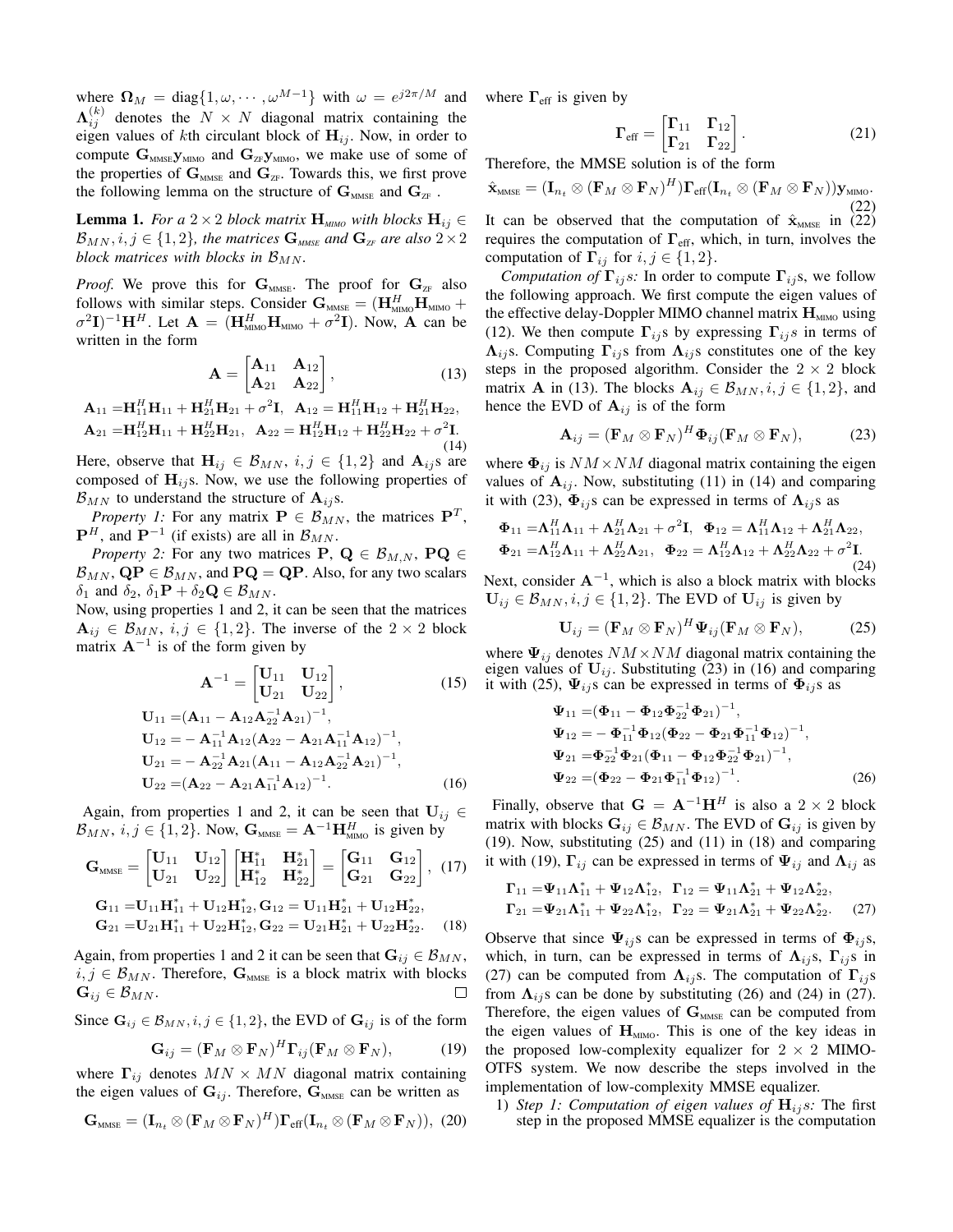where $\mathbf{\Omega}_M = \text{diag}\{1, \omega, \cdots, \omega^{M-1}\}$ with $\omega = e^{j2\pi/M}$ and $\mathbf{\Lambda}_{ij}^{(k)}$ denotes the $N \times N$ diagonal matrix containing the eigen values of $k$th circulant block of $\mathbf{H}_{ij}$. Now, in order to compute $\mathbf{G}_{\text{MMSE}}\mathbf{y}_{\text{MIMO}}$ and $\mathbf{G}_{\text{ZF}}\mathbf{y}_{\text{MIMO}}$, we make use of some of the properties of $\mathbf{G}_{\text{MMSE}}$ and $\mathbf{G}_{\text{ZF}}$. Towards this, we first prove the following lemma on the structure of $\mathbf{G}_{\text{MMSE}}$ and $\mathbf{G}_{\text{ZF}}$ .

**Lemma 1.** *For a $2\times 2$ block matrix $\mathbf{H}_{\text{MIMO}}$ with blocks $\mathbf{H}_{ij} \in \mathcal{B}_{MN}, i,j \in \{1,2\}$, the matrices $\mathbf{G}_{\text{MMSE}}$ and $\mathbf{G}_{\text{ZF}}$ are also $2\times 2$ block matrices with blocks in $\mathcal{B}_{MN}$.*

*Proof.* We prove this for $\mathbf{G}_{\text{MMSE}}$. The proof for $\mathbf{G}_{\text{ZF}}$ also follows with similar steps. Consider $\mathbf{G}_{\text{MMSE}} = (\mathbf{H}_{\text{MIMO}}^H\mathbf{H}_{\text{MIMO}} + \sigma^2\mathbf{I})^{-1}\mathbf{H}^H$. Let $\mathbf{A} = (\mathbf{H}_{\text{MIMO}}^H\mathbf{H}_{\text{MIMO}} + \sigma^2\mathbf{I})$. Now, $\mathbf{A}$ can be written in the form

$$\mathbf{A} = \begin{bmatrix} \mathbf{A}_{11} & \mathbf{A}_{12} \\ \mathbf{A}_{21} & \mathbf{A}_{22} \end{bmatrix}, \tag{13}$$

$$\begin{aligned}
\mathbf{A}_{11} &= \mathbf{H}_{11}^H\mathbf{H}_{11} + \mathbf{H}_{21}^H\mathbf{H}_{21} + \sigma^2\mathbf{I}, \;\; \mathbf{A}_{12} = \mathbf{H}_{11}^H\mathbf{H}_{12} + \mathbf{H}_{21}^H\mathbf{H}_{22}, \\
\mathbf{A}_{21} &= \mathbf{H}_{12}^H\mathbf{H}_{11} + \mathbf{H}_{22}^H\mathbf{H}_{21}, \;\; \mathbf{A}_{22} = \mathbf{H}_{12}^H\mathbf{H}_{12} + \mathbf{H}_{22}^H\mathbf{H}_{22} + \sigma^2\mathbf{I}.
\end{aligned} \tag{14}$$

Here, observe that $\mathbf{H}_{ij} \in \mathcal{B}_{MN}$, $i,j \in \{1,2\}$ and $\mathbf{A}_{ij}$s are composed of $\mathbf{H}_{ij}$s. Now, we use the following properties of $\mathcal{B}_{MN}$ to understand the structure of $\mathbf{A}_{ij}$s.

*Property 1:* For any matrix $\mathbf{P} \in \mathcal{B}_{MN}$, the matrices $\mathbf{P}^T$, $\mathbf{P}^H$, and $\mathbf{P}^{-1}$ (if exists) are all in $\mathcal{B}_{MN}$.

*Property 2:* For any two matrices $\mathbf{P}, \mathbf{Q} \in \mathcal{B}_{M,N}$, $\mathbf{PQ} \in \mathcal{B}_{MN}$, $\mathbf{QP} \in \mathcal{B}_{MN}$, and $\mathbf{PQ} = \mathbf{QP}$. Also, for any two scalars $\delta_1$ and $\delta_2$, $\delta_1\mathbf{P} + \delta_2\mathbf{Q} \in \mathcal{B}_{MN}$.

Now, using properties 1 and 2, it can be seen that the matrices $\mathbf{A}_{ij} \in \mathcal{B}_{MN}$, $i,j \in \{1,2\}$. The inverse of the $2\times 2$ block matrix $\mathbf{A}^{-1}$ is of the form given by

$$\mathbf{A}^{-1} = \begin{bmatrix} \mathbf{U}_{11} & \mathbf{U}_{12} \\ \mathbf{U}_{21} & \mathbf{U}_{22} \end{bmatrix}, \tag{15}$$

$$\begin{aligned}
\mathbf{U}_{11} &= (\mathbf{A}_{11} - \mathbf{A}_{12}\mathbf{A}_{22}^{-1}\mathbf{A}_{21})^{-1}, \\
\mathbf{U}_{12} &= -\mathbf{A}_{11}^{-1}\mathbf{A}_{12}(\mathbf{A}_{22} - \mathbf{A}_{21}\mathbf{A}_{11}^{-1}\mathbf{A}_{12})^{-1}, \\
\mathbf{U}_{21} &= -\mathbf{A}_{22}^{-1}\mathbf{A}_{21}(\mathbf{A}_{11} - \mathbf{A}_{12}\mathbf{A}_{22}^{-1}\mathbf{A}_{21})^{-1}, \\
\mathbf{U}_{22} &= (\mathbf{A}_{22} - \mathbf{A}_{21}\mathbf{A}_{11}^{-1}\mathbf{A}_{12})^{-1}.
\end{aligned} \tag{16}$$

Again, from properties 1 and 2, it can be seen that $\mathbf{U}_{ij} \in \mathcal{B}_{MN}$, $i,j \in \{1,2\}$. Now, $\mathbf{G}_{\text{MMSE}} = \mathbf{A}^{-1}\mathbf{H}_{\text{MIMO}}^H$ is given by

$$\mathbf{G}_{\text{MMSE}} = \begin{bmatrix} \mathbf{U}_{11} & \mathbf{U}_{12} \\ \mathbf{U}_{21} & \mathbf{U}_{22} \end{bmatrix} \begin{bmatrix} \mathbf{H}_{11}^* & \mathbf{H}_{21}^* \\ \mathbf{H}_{12}^* & \mathbf{H}_{22}^* \end{bmatrix} = \begin{bmatrix} \mathbf{G}_{11} & \mathbf{G}_{12} \\ \mathbf{G}_{21} & \mathbf{G}_{22} \end{bmatrix}, \tag{17}$$

$$\begin{aligned}
\mathbf{G}_{11} &= \mathbf{U}_{11}\mathbf{H}_{11}^* + \mathbf{U}_{12}\mathbf{H}_{12}^*, \mathbf{G}_{12} = \mathbf{U}_{11}\mathbf{H}_{21}^* + \mathbf{U}_{12}\mathbf{H}_{22}^*, \\
\mathbf{G}_{21} &= \mathbf{U}_{21}\mathbf{H}_{11}^* + \mathbf{U}_{22}\mathbf{H}_{12}^*, \mathbf{G}_{22} = \mathbf{U}_{21}\mathbf{H}_{21}^* + \mathbf{U}_{22}\mathbf{H}_{22}^*.
\end{aligned} \tag{18}$$

Again, from properties 1 and 2 it can be seen that $\mathbf{G}_{ij} \in \mathcal{B}_{MN}$, $i,j \in \mathcal{B}_{MN}$. Therefore, $\mathbf{G}_{\text{MMSE}}$ is a block matrix with blocks $\mathbf{G}_{ij} \in \mathcal{B}_{MN}$. $\square$

Since $\mathbf{G}_{ij} \in \mathcal{B}_{MN}, i,j \in \{1,2\}$, the EVD of $\mathbf{G}_{ij}$ is of the form

$$\mathbf{G}_{ij} = (\mathbf{F}_M \otimes \mathbf{F}_N)^H \mathbf{\Gamma}_{ij} (\mathbf{F}_M \otimes \mathbf{F}_N), \tag{19}$$

where $\mathbf{\Gamma}_{ij}$ denotes $MN \times MN$ diagonal matrix containing the eigen values of $\mathbf{G}_{ij}$. Therefore, $\mathbf{G}_{\text{MMSE}}$ can be written as

$$\mathbf{G}_{\text{MMSE}} = (\mathbf{I}_{n_t} \otimes (\mathbf{F}_M \otimes \mathbf{F}_N)^H)\mathbf{\Gamma}_{\text{eff}}(\mathbf{I}_{n_t} \otimes (\mathbf{F}_M \otimes \mathbf{F}_N)), \tag{20}$$

where $\mathbf{\Gamma}_{\text{eff}}$ is given by

$$\mathbf{\Gamma}_{\text{eff}} = \begin{bmatrix} \mathbf{\Gamma}_{11} & \mathbf{\Gamma}_{12} \\ \mathbf{\Gamma}_{21} & \mathbf{\Gamma}_{22} \end{bmatrix}. \tag{21}$$

Therefore, the MMSE solution is of the form

$$\hat{\mathbf{x}}_{\text{MMSE}} = (\mathbf{I}_{n_t} \otimes (\mathbf{F}_M \otimes \mathbf{F}_N)^H)\mathbf{\Gamma}_{\text{eff}}(\mathbf{I}_{n_t} \otimes (\mathbf{F}_M \otimes \mathbf{F}_N))\mathbf{y}_{\text{MIMO}}. \tag{22}$$

It can be observed that the computation of $\hat{\mathbf{x}}_{\text{MMSE}}$ in (22) requires the computation of $\mathbf{\Gamma}_{\text{eff}}$, which, in turn, involves the computation of $\mathbf{\Gamma}_{ij}$ for $i,j \in \{1,2\}$.

*Computation of $\mathbf{\Gamma}_{ij}$s:* In order to compute $\mathbf{\Gamma}_{ij}$s, we follow the following approach. We first compute the eigen values of the effective delay-Doppler MIMO channel matrix $\mathbf{H}_{\text{MIMO}}$ using (12). We then compute $\mathbf{\Gamma}_{ij}$s by expressing $\mathbf{\Gamma}_{ij}s$ in terms of $\mathbf{\Lambda}_{ij}$s. Computing $\mathbf{\Gamma}_{ij}$s from $\mathbf{\Lambda}_{ij}$s constitutes one of the key steps in the proposed algorithm. Consider the $2\times 2$ block matrix $\mathbf{A}$ in (13). The blocks $\mathbf{A}_{ij} \in \mathcal{B}_{MN}, i,j \in \{1,2\}$, and hence the EVD of $\mathbf{A}_{ij}$ is of the form

$$\mathbf{A}_{ij} = (\mathbf{F}_M \otimes \mathbf{F}_N)^H \mathbf{\Phi}_{ij} (\mathbf{F}_M \otimes \mathbf{F}_N), \tag{23}$$

where $\mathbf{\Phi}_{ij}$ is $NM\times NM$ diagonal matrix containing the eigen values of $\mathbf{A}_{ij}$. Now, substituting (11) in (14) and comparing it with (23), $\mathbf{\Phi}_{ij}$s can be expressed in terms of $\mathbf{\Lambda}_{ij}$s as

$$\begin{aligned}
\mathbf{\Phi}_{11} &= \mathbf{\Lambda}_{11}^H\mathbf{\Lambda}_{11} + \mathbf{\Lambda}_{21}^H\mathbf{\Lambda}_{21} + \sigma^2\mathbf{I}, \;\; \mathbf{\Phi}_{12} = \mathbf{\Lambda}_{11}^H\mathbf{\Lambda}_{12} + \mathbf{\Lambda}_{21}^H\mathbf{\Lambda}_{22}, \\
\mathbf{\Phi}_{21} &= \mathbf{\Lambda}_{12}^H\mathbf{\Lambda}_{11} + \mathbf{\Lambda}_{22}^H\mathbf{\Lambda}_{21}, \;\; \mathbf{\Phi}_{22} = \mathbf{\Lambda}_{12}^H\mathbf{\Lambda}_{12} + \mathbf{\Lambda}_{22}^H\mathbf{\Lambda}_{22} + \sigma^2\mathbf{I}.
\end{aligned} \tag{24}$$

Next, consider $\mathbf{A}^{-1}$, which is also a block matrix with blocks $\mathbf{U}_{ij} \in \mathcal{B}_{MN}, i,j \in \{1,2\}$. The EVD of $\mathbf{U}_{ij}$ is given by

$$\mathbf{U}_{ij} = (\mathbf{F}_M \otimes \mathbf{F}_N)^H \mathbf{\Psi}_{ij} (\mathbf{F}_M \otimes \mathbf{F}_N), \tag{25}$$

where $\mathbf{\Psi}_{ij}$ denotes $NM\times NM$ diagonal matrix containing the eigen values of $\mathbf{U}_{ij}$. Substituting (23) in (16) and comparing it with (25), $\mathbf{\Psi}_{ij}$s can be expressed in terms of $\mathbf{\Phi}_{ij}$s as

$$\begin{aligned}
\mathbf{\Psi}_{11} &= (\mathbf{\Phi}_{11} - \mathbf{\Phi}_{12}\mathbf{\Phi}_{22}^{-1}\mathbf{\Phi}_{21})^{-1}, \\
\mathbf{\Psi}_{12} &= -\mathbf{\Phi}_{11}^{-1}\mathbf{\Phi}_{12}(\mathbf{\Phi}_{22} - \mathbf{\Phi}_{21}\mathbf{\Phi}_{11}^{-1}\mathbf{\Phi}_{12})^{-1}, \\
\mathbf{\Psi}_{21} &= \mathbf{\Phi}_{22}^{-1}\mathbf{\Phi}_{21}(\mathbf{\Phi}_{11} - \mathbf{\Phi}_{12}\mathbf{\Phi}_{22}^{-1}\mathbf{\Phi}_{21})^{-1}, \\
\mathbf{\Psi}_{22} &= (\mathbf{\Phi}_{22} - \mathbf{\Phi}_{21}\mathbf{\Phi}_{11}^{-1}\mathbf{\Phi}_{12})^{-1}.
\end{aligned} \tag{26}$$

Finally, observe that $\mathbf{G} = \mathbf{A}^{-1}\mathbf{H}^H$ is also a $2\times 2$ block matrix with blocks $\mathbf{G}_{ij} \in \mathcal{B}_{MN}$. The EVD of $\mathbf{G}_{ij}$ is given by (19). Now, substituting (25) and (11) in (18) and comparing it with (19), $\mathbf{\Gamma}_{ij}$ can be expressed in terms of $\mathbf{\Psi}_{ij}$ and $\mathbf{\Lambda}_{ij}$ as

$$\begin{aligned}
\mathbf{\Gamma}_{11} &= \mathbf{\Psi}_{11}\mathbf{\Lambda}_{11}^* + \mathbf{\Psi}_{12}\mathbf{\Lambda}_{12}^*, \;\; \mathbf{\Gamma}_{12} = \mathbf{\Psi}_{11}\mathbf{\Lambda}_{21}^* + \mathbf{\Psi}_{12}\mathbf{\Lambda}_{22}^*, \\
\mathbf{\Gamma}_{21} &= \mathbf{\Psi}_{21}\mathbf{\Lambda}_{11}^* + \mathbf{\Psi}_{22}\mathbf{\Lambda}_{12}^*, \;\; \mathbf{\Gamma}_{22} = \mathbf{\Psi}_{21}\mathbf{\Lambda}_{21}^* + \mathbf{\Psi}_{22}\mathbf{\Lambda}_{22}^*.
\end{aligned} \tag{27}$$

Observe that since $\mathbf{\Psi}_{ij}$s can be expressed in terms of $\mathbf{\Phi}_{ij}$s, which, in turn, can be expressed in terms of $\mathbf{\Lambda}_{ij}$s, $\mathbf{\Gamma}_{ij}$s in (27) can be computed from $\mathbf{\Lambda}_{ij}$s. The computation of $\mathbf{\Gamma}_{ij}$s from $\mathbf{\Lambda}_{ij}$s can be done by substituting (26) and (24) in (27). Therefore, the eigen values of $\mathbf{G}_{\text{MMSE}}$ can be computed from the eigen values of $\mathbf{H}_{\text{MIMO}}$. This is one of the key ideas in the proposed low-complexity equalizer for $2\times 2$ MIMO-OTFS system. We now describe the steps involved in the implementation of low-complexity MMSE equalizer.

1) *Step 1: Computation of eigen values of $\mathbf{H}_{ij}$s:* The first step in the proposed MMSE equalizer is the computation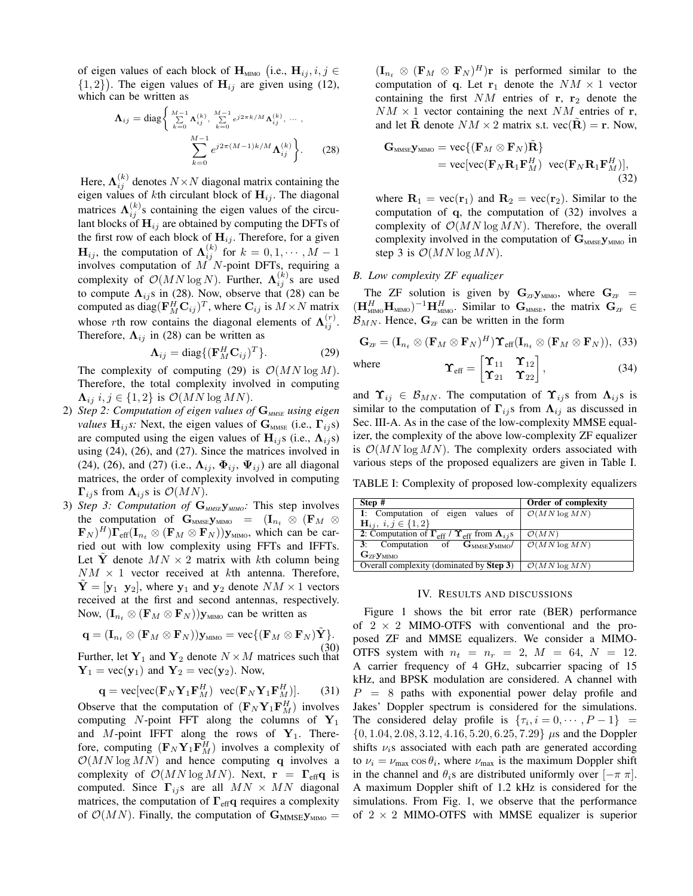of eigen values of each block of $\mathbf{H}_{\text{MIMO}}$ (i.e., $\mathbf{H}_{ij}, i, j \in \{1,2\}$). The eigen values of $\mathbf{H}_{ij}$ are given using (12), which can be written as

$$\mathbf{\Lambda}_{ij} = \text{diag}\Bigg\{ \sum_{k=0}^{M-1} \mathbf{\Lambda}_{ij}^{(k)}, \sum_{k=0}^{M-1} e^{j2\pi k/M} \mathbf{\Lambda}_{ij}^{(k)}, \cdots, \sum_{k=0}^{M-1} e^{j2\pi(M-1)k/M} \mathbf{\Lambda}_{ij}^{(k)} \Bigg\}. \tag{28}$$

Here, $\mathbf{\Lambda}_{ij}^{(k)}$ denotes $N \times N$ diagonal matrix containing the eigen values of $k$th circulant block of $\mathbf{H}_{ij}$. The diagonal matrices $\mathbf{\Lambda}_{ij}^{(k)}$s containing the eigen values of the circulant blocks of $\mathbf{H}_{ij}$ are obtained by computing the DFTs of the first row of each block of $\mathbf{H}_{ij}$. Therefore, for a given $\mathbf{H}_{ij}$, the computation of $\mathbf{\Lambda}_{ij}^{(k)}$ for $k = 0, 1, \cdots, M-1$ involves computation of $M$ $N$-point DFTs, requiring a complexity of $\mathcal{O}(MN \log N)$. Further, $\mathbf{\Lambda}_{ij}^{(k)}$s are used to compute $\mathbf{\Lambda}_{ij}$s in (28). Now, observe that (28) can be computed as $\text{diag}(\mathbf{F}_M^H \mathbf{C}_{ij})^T$, where $\mathbf{C}_{ij}$ is $M \times N$ matrix whose $r$th row contains the diagonal elements of $\mathbf{\Lambda}_{ij}^{(r)}$. Therefore, $\mathbf{\Lambda}_{ij}$ in (28) can be written as

$$\mathbf{\Lambda}_{ij} = \text{diag}\{(\mathbf{F}_M^H \mathbf{C}_{ij})^T\}. \tag{29}$$

The complexity of computing (29) is $\mathcal{O}(MN \log M)$. Therefore, the total complexity involved in computing $\mathbf{\Lambda}_{ij}$ $i, j \in \{1,2\}$ is $\mathcal{O}(MN \log MN)$.

2) *Step 2: Computation of eigen values of $\mathbf{G}_{MMSE}$ using eigen values $\mathbf{H}_{ij}$s:* Next, the eigen values of $\mathbf{G}_{\text{MMSE}}$ (i.e., $\mathbf{\Gamma}_{ij}$s) are computed using the eigen values of $\mathbf{H}_{ij}$s (i.e., $\mathbf{\Lambda}_{ij}$s) using (24), (26), and (27). Since the matrices involved in (24), (26), and (27) (i.e., $\mathbf{\Lambda}_{ij}$, $\mathbf{\Phi}_{ij}$, $\mathbf{\Psi}_{ij}$) are all diagonal matrices, the order of complexity involved in computing $\mathbf{\Gamma}_{ij}$s from $\mathbf{\Lambda}_{ij}$s is $\mathcal{O}(MN)$.

3) *Step 3: Computation of $\mathbf{G}_{MMSE}\mathbf{y}_{MIMO}$:* This step involves the computation of $\mathbf{G}_{\text{MMSE}}\mathbf{y}_{\text{MIMO}} = (\mathbf{I}_{n_t} \otimes (\mathbf{F}_M \otimes \mathbf{F}_N)^H)\mathbf{\Gamma}_{\text{eff}}(\mathbf{I}_{n_t} \otimes (\mathbf{F}_M \otimes \mathbf{F}_N))\mathbf{y}_{\text{MIMO}}$, which can be carried out with low complexity using FFTs and IFFTs. Let $\tilde{\mathbf{Y}}$ denote $MN \times 2$ matrix with $k$th column being $NM \times 1$ vector received at $k$th antenna. Therefore, $\tilde{\mathbf{Y}} = [\mathbf{y}_1 \ \mathbf{y}_2]$, where $\mathbf{y}_1$ and $\mathbf{y}_2$ denote $NM \times 1$ vectors received at the first and second antennas, respectively. Now, $(\mathbf{I}_{n_t} \otimes (\mathbf{F}_M \otimes \mathbf{F}_N))\mathbf{y}_{\text{MIMO}}$ can be written as

$$\mathbf{q} = (\mathbf{I}_{n_t} \otimes (\mathbf{F}_M \otimes \mathbf{F}_N))\mathbf{y}_{\text{MIMO}} = \text{vec}\{(\mathbf{F}_M \otimes \mathbf{F}_N)\tilde{\mathbf{Y}}\}. \tag{30}$$

Further, let $\mathbf{Y}_1$ and $\mathbf{Y}_2$ denote $N \times M$ matrices such that $\mathbf{Y}_1 = \text{vec}(\mathbf{y}_1)$ and $\mathbf{Y}_2 = \text{vec}(\mathbf{y}_2)$. Now,

$$\mathbf{q} = \text{vec}[\text{vec}(\mathbf{F}_N \mathbf{Y}_1 \mathbf{F}_M^H) \ \ \text{vec}(\mathbf{F}_N \mathbf{Y}_1 \mathbf{F}_M^H)]. \tag{31}$$

Observe that the computation of $(\mathbf{F}_N \mathbf{Y}_1 \mathbf{F}_M^H)$ involves computing $N$-point FFT along the columns of $\mathbf{Y}_1$ and $M$-point IFFT along the rows of $\mathbf{Y}_1$. Therefore, computing $(\mathbf{F}_N \mathbf{Y}_1 \mathbf{F}_M^H)$ involves a complexity of $\mathcal{O}(MN \log MN)$ and hence computing $\mathbf{q}$ involves a complexity of $\mathcal{O}(MN \log MN)$. Next, $\mathbf{r} = \mathbf{\Gamma}_{\text{eff}}\mathbf{q}$ is computed. Since $\mathbf{\Gamma}_{ij}$s are all $MN \times MN$ diagonal matrices, the computation of $\mathbf{\Gamma}_{\text{eff}}\mathbf{q}$ requires a complexity of $\mathcal{O}(MN)$. Finally, the computation of $\mathbf{G}_{\text{MMSE}}\mathbf{y}_{\text{MIMO}} = (\mathbf{I}_{n_t} \otimes (\mathbf{F}_M \otimes \mathbf{F}_N)^H)\mathbf{r}$ is performed similar to the computation of $\mathbf{q}$. Let $\mathbf{r}_1$ denote the $NM \times 1$ vector containing the first $NM$ entries of $\mathbf{r}$, $\mathbf{r}_2$ denote the $NM \times 1$ vector containing the next $NM$ entries of $\mathbf{r}$, and let $\tilde{\mathbf{R}}$ denote $NM \times 2$ matrix s.t. $\text{vec}(\tilde{\mathbf{R}}) = \mathbf{r}$. Now,

$$\begin{aligned}\mathbf{G}_{\text{MMSE}}\mathbf{y}_{\text{MIMO}} &= \text{vec}\{(\mathbf{F}_M \otimes \mathbf{F}_N)\tilde{\mathbf{R}}\} \\ &= \text{vec}[\text{vec}(\mathbf{F}_N \mathbf{R}_1 \mathbf{F}_M^H) \ \ \text{vec}(\mathbf{F}_N \mathbf{R}_1 \mathbf{F}_M^H)],\end{aligned} \tag{32}$$

where $\mathbf{R}_1 = \text{vec}(\mathbf{r}_1)$ and $\mathbf{R}_2 = \text{vec}(\mathbf{r}_2)$. Similar to the computation of $\mathbf{q}$, the computation of (32) involves a complexity of $\mathcal{O}(MN \log MN)$. Therefore, the overall complexity involved in the computation of $\mathbf{G}_{\text{MMSE}}\mathbf{y}_{\text{MIMO}}$ in step 3 is $\mathcal{O}(MN \log MN)$.

### B. Low complexity ZF equalizer

The ZF solution is given by $\mathbf{G}_{\text{ZF}}\mathbf{y}_{\text{MIMO}}$, where $\mathbf{G}_{\text{ZF}} = (\mathbf{H}_{\text{MIMO}}^H \mathbf{H}_{\text{MIMO}})^{-1}\mathbf{H}_{\text{MIMO}}^H$. Similar to $\mathbf{G}_{\text{MMSE}}$, the matrix $\mathbf{G}_{\text{ZF}} \in \mathcal{B}_{MN}$. Hence, $\mathbf{G}_{\text{ZF}}$ can be written in the form

$$\mathbf{G}_{\text{ZF}} = (\mathbf{I}_{n_t} \otimes (\mathbf{F}_M \otimes \mathbf{F}_N)^H)\mathbf{\Upsilon}_{\text{eff}}(\mathbf{I}_{n_t} \otimes (\mathbf{F}_M \otimes \mathbf{F}_N)), \tag{33}$$

where

$$\mathbf{\Upsilon}_{\text{eff}} = \begin{bmatrix} \mathbf{\Upsilon}_{11} & \mathbf{\Upsilon}_{12} \\ \mathbf{\Upsilon}_{21} & \mathbf{\Upsilon}_{22} \end{bmatrix}, \tag{34}$$

and $\mathbf{\Upsilon}_{ij} \in \mathcal{B}_{MN}$. The computation of $\mathbf{\Upsilon}_{ij}$s from $\mathbf{\Lambda}_{ij}$s is similar to the computation of $\mathbf{\Gamma}_{ij}$s from $\mathbf{\Lambda}_{ij}$ as discussed in Sec. III-A. As in the case of the low-complexity MMSE equalizer, the complexity of the above low-complexity ZF equalizer is $\mathcal{O}(MN \log MN)$. The complexity orders associated with various steps of the proposed equalizers are given in Table I.

TABLE I: Complexity of proposed low-complexity equalizers

| Step # | Order of complexity |
|---|---|
| **1**: Computation of eigen values of $\mathbf{H}_{ij},\ i, j \in \{1,2\}$ | $\mathcal{O}(MN \log MN)$ |
| **2**: Computation of $\mathbf{\Gamma}_{\text{eff}}$ / $\mathbf{\Upsilon}_{\text{eff}}$ from $\mathbf{\Lambda}_{ij}$s | $\mathcal{O}(MN)$ |
| **3**: Computation of $\mathbf{G}_{\text{MMSE}}\mathbf{y}_{\text{MIMO}}$/ $\mathbf{G}_{\text{ZF}}\mathbf{y}_{\text{MIMO}}$ | $\mathcal{O}(MN \log MN)$ |
| Overall complexity (dominated by **Step 3**) | $\mathcal{O}(MN \log MN)$ |

## IV. Results and discussions

Figure 1 shows the bit error rate (BER) performance of $2 \times 2$ MIMO-OTFS with conventional and the proposed ZF and MMSE equalizers. We consider a MIMO-OTFS system with $n_t = n_r = 2$, $M = 64$, $N = 12$. A carrier frequency of 4 GHz, subcarrier spacing of 15 kHz, and BPSK modulation are considered. A channel with $P = 8$ paths with exponential power delay profile and Jakes' Doppler spectrum is considered for the simulations. The considered delay profile is $\{\tau_i, i = 0, \cdots, P-1\} = \{0, 1.04, 2.08, 3.12, 4.16, 5.20, 6.25, 7.29\}$ $\mu$s and the Doppler shifts $\nu_i$s associated with each path are generated according to $\nu_i = \nu_{\max}\cos\theta_i$, where $\nu_{\max}$ is the maximum Doppler shift in the channel and $\theta_i$s are distributed uniformly over $[-\pi \ \pi]$. A maximum Doppler shift of 1.2 kHz is considered for the simulations. From Fig. 1, we observe that the performance of $2 \times 2$ MIMO-OTFS with MMSE equalizer is superior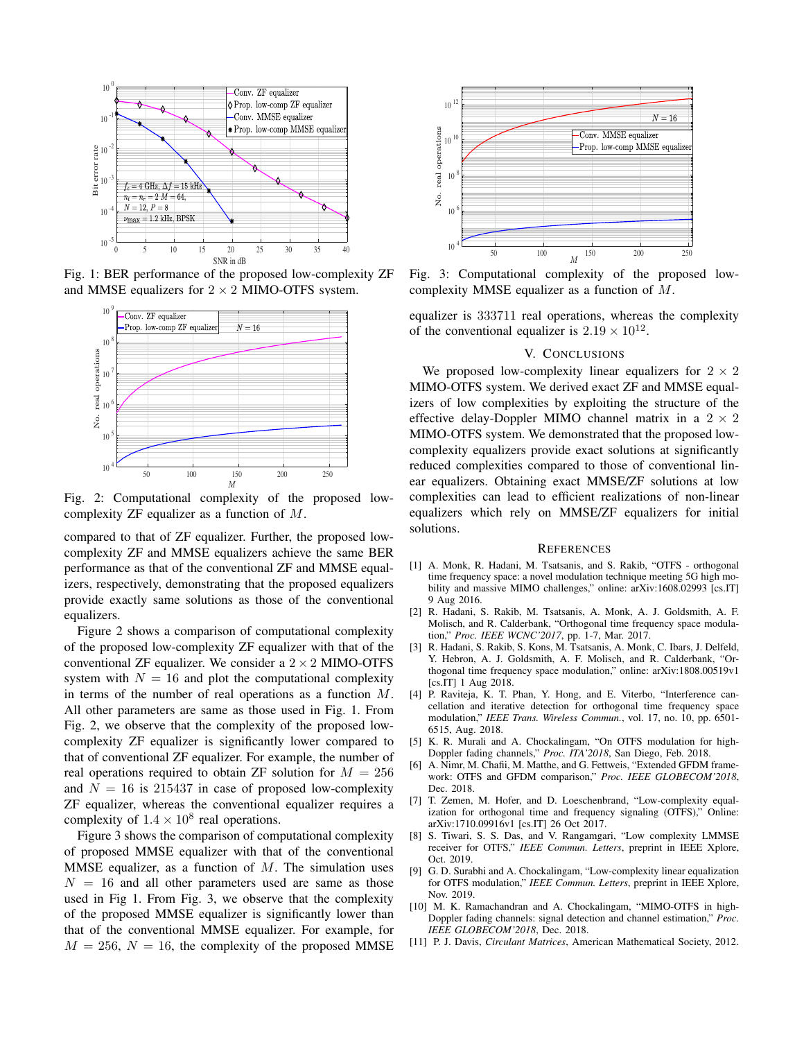$10^0$
$10^{-1}$
$10^{-2}$
$10^{-3}$
$10^{-4}$
$10^{-5}$
Bit error rate
0 5 10 15 20 25 30 35 40
SNR in dB
Conv. ZF equalizer
Prop. low-comp ZF equalizer
Conv. MMSE equalizer
Prop. low-comp MMSE equalizer
$f_c = 4$ GHz, $\Delta f = 15$ kHz
$n_t = n_r = 2$ $M = 64$,
$N = 12$, $P = 8$
$\nu_{\max} = 1.2$ kHz, BPSK

Fig. 1: BER performance of the proposed low-complexity ZF and MMSE equalizers for $2 \times 2$ MIMO-OTFS system.

$10^9$
$10^8$
$10^7$
$10^6$
$10^5$
$10^4$
No. real operations
50 100 150 200 250
$M$
Conv. ZF equalizer
Prop. low-comp ZF equalizer
$N = 16$

Fig. 2: Computational complexity of the proposed low-complexity ZF equalizer as a function of $M$.

compared to that of ZF equalizer. Further, the proposed low-complexity ZF and MMSE equalizers achieve the same BER performance as that of the conventional ZF and MMSE equalizers, respectively, demonstrating that the proposed equalizers provide exactly same solutions as those of the conventional equalizers.

Figure 2 shows a comparison of computational complexity of the proposed low-complexity ZF equalizer with that of the conventional ZF equalizer. We consider a $2 \times 2$ MIMO-OTFS system with $N = 16$ and plot the computational complexity in terms of the number of real operations as a function $M$. All other parameters are same as those used in Fig. 1. From Fig. 2, we observe that the complexity of the proposed low-complexity ZF equalizer is significantly lower compared to that of conventional ZF equalizer. For example, the number of real operations required to obtain ZF solution for $M = 256$ and $N = 16$ is 215437 in case of proposed low-complexity ZF equalizer, whereas the conventional equalizer requires a complexity of $1.4 \times 10^8$ real operations.

Figure 3 shows the comparison of computational complexity of proposed MMSE equalizer with that of the conventional MMSE equalizer, as a function of $M$. The simulation uses $N = 16$ and all other parameters used are same as those used in Fig 1. From Fig. 3, we observe that the complexity of the proposed MMSE equalizer is significantly lower than that of the conventional MMSE equalizer. For example, for $M = 256$, $N = 16$, the complexity of the proposed MMSE

$10^{12}$
$10^{10}$
$10^8$
$10^6$
$10^4$
No. real operations
50 100 150 200 250
$M$
$N = 16$
Conv. MMSE equalizer
Prop. low-comp MMSE equalizer

Fig. 3: Computational complexity of the proposed low-complexity MMSE equalizer as a function of $M$.

equalizer is 333711 real operations, whereas the complexity of the conventional equalizer is $2.19 \times 10^{12}$.

## V. Conclusions

We proposed low-complexity linear equalizers for $2 \times 2$ MIMO-OTFS system. We derived exact ZF and MMSE equalizers of low complexities by exploiting the structure of the effective delay-Doppler MIMO channel matrix in a $2 \times 2$ MIMO-OTFS system. We demonstrated that the proposed low-complexity equalizers provide exact solutions at significantly reduced complexities compared to those of conventional linear equalizers. Obtaining exact MMSE/ZF solutions at low complexities can lead to efficient realizations of non-linear equalizers which rely on MMSE/ZF equalizers for initial solutions.

## References

[1] A. Monk, R. Hadani, M. Tsatsanis, and S. Rakib, "OTFS - orthogonal time frequency space: a novel modulation technique meeting 5G high mobility and massive MIMO challenges," online: arXiv:1608.02993 [cs.IT] 9 Aug 2016.

[2] R. Hadani, S. Rakib, M. Tsatsanis, A. Monk, A. J. Goldsmith, A. F. Molisch, and R. Calderbank, "Orthogonal time frequency space modulation," *Proc. IEEE WCNC'2017*, pp. 1-7, Mar. 2017.

[3] R. Hadani, S. Rakib, S. Kons, M. Tsatsanis, A. Monk, C. Ibars, J. Delfeld, Y. Hebron, A. J. Goldsmith, A. F. Molisch, and R. Calderbank, "Orthogonal time frequency space modulation," online: arXiv:1808.00519v1 [cs.IT] 1 Aug 2018.

[4] P. Raviteja, K. T. Phan, Y. Hong, and E. Viterbo, "Interference cancellation and iterative detection for orthogonal time frequency space modulation," *IEEE Trans. Wireless Commun.*, vol. 17, no. 10, pp. 6501-6515, Aug. 2018.

[5] K. R. Murali and A. Chockalingam, "On OTFS modulation for high-Doppler fading channels," *Proc. ITA'2018*, San Diego, Feb. 2018.

[6] A. Nimr, M. Chafii, M. Matthe, and G. Fettweis, "Extended GFDM framework: OTFS and GFDM comparison," *Proc. IEEE GLOBECOM'2018*, Dec. 2018.

[7] T. Zemen, M. Hofer, and D. Loeschenbrand, "Low-complexity equalization for orthogonal time and frequency signaling (OTFS)," Online: arXiv:1710.09916v1 [cs.IT] 26 Oct 2017.

[8] S. Tiwari, S. S. Das, and V. Rangamgari, "Low complexity LMMSE receiver for OTFS," *IEEE Commun. Letters*, preprint in IEEE Xplore, Oct. 2019.

[9] G. D. Surabhi and A. Chockalingam, "Low-complexity linear equalization for OTFS modulation," *IEEE Commun. Letters*, preprint in IEEE Xplore, Nov. 2019.

[10] M. K. Ramachandran and A. Chockalingam, "MIMO-OTFS in high-Doppler fading channels: signal detection and channel estimation," *Proc. IEEE GLOBECOM'2018*, Dec. 2018.

[11] P. J. Davis, *Circulant Matrices*, American Mathematical Society, 2012.